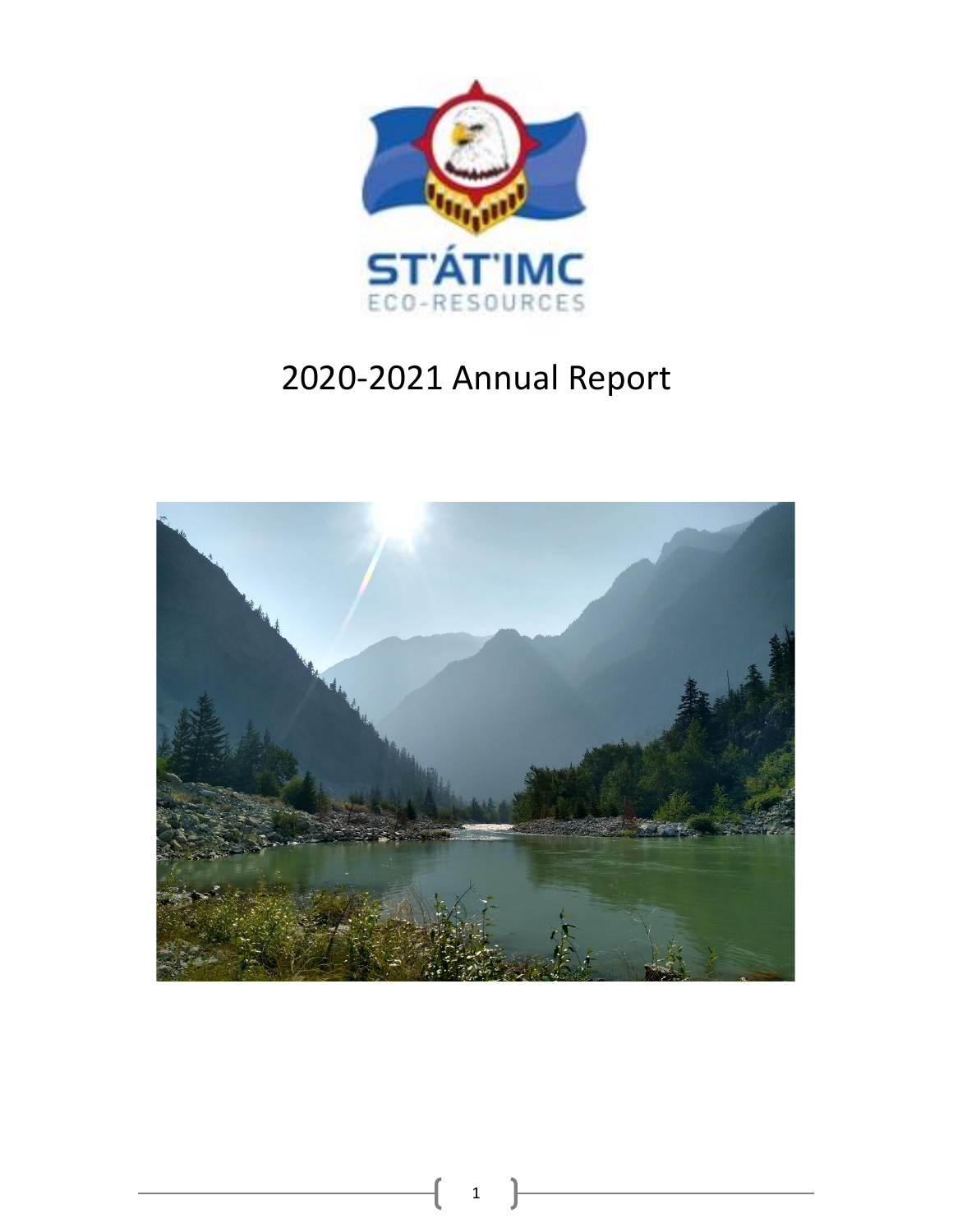ST'ÁT'IMC

ECO-RESOURCES

# 2020-2021 Annual Report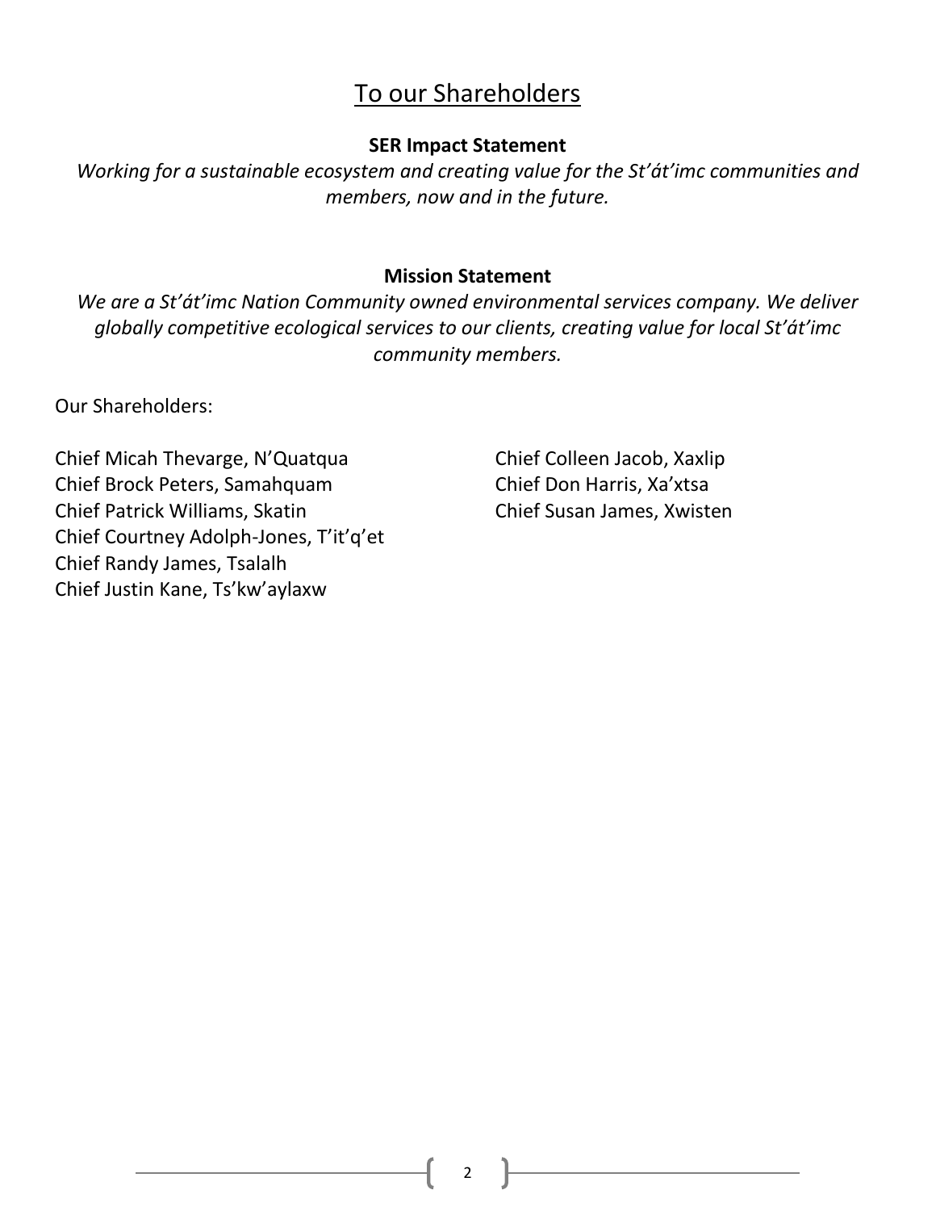# To our Shareholders

**SER Impact Statement**

*Working for a sustainable ecosystem and creating value for the St'át'imc communities and members, now and in the future.*

**Mission Statement**

*We are a St'át'imc Nation Community owned environmental services company. We deliver globally competitive ecological services to our clients, creating value for local St'át'imc community members.*

Our Shareholders:

Chief Micah Thevarge, N'Quatqua
Chief Brock Peters, Samahquam
Chief Patrick Williams, Skatin
Chief Courtney Adolph-Jones, T'it'q'et
Chief Randy James, Tsalalh
Chief Justin Kane, Ts'kw'aylaxw
Chief Colleen Jacob, Xaxlip
Chief Don Harris, Xa'xtsa
Chief Susan James, Xwisten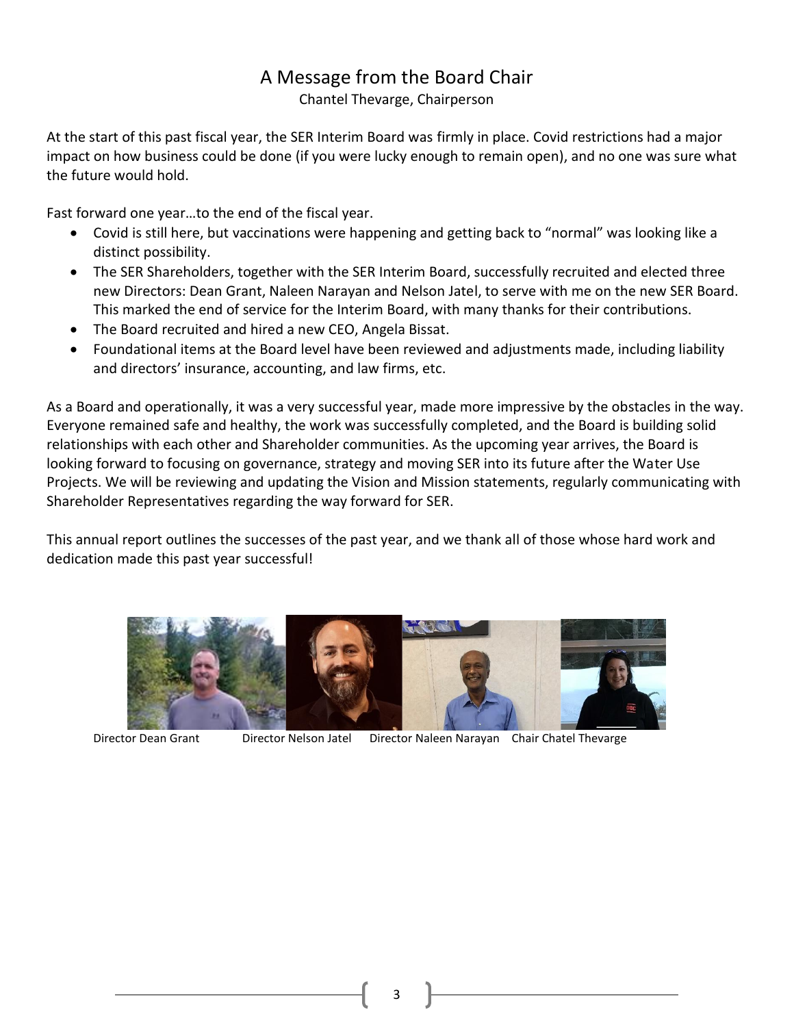# A Message from the Board Chair

Chantel Thevarge, Chairperson

At the start of this past fiscal year, the SER Interim Board was firmly in place. Covid restrictions had a major impact on how business could be done (if you were lucky enough to remain open), and no one was sure what the future would hold.

Fast forward one year…to the end of the fiscal year.

- Covid is still here, but vaccinations were happening and getting back to "normal" was looking like a distinct possibility.
- The SER Shareholders, together with the SER Interim Board, successfully recruited and elected three new Directors: Dean Grant, Naleen Narayan and Nelson Jatel, to serve with me on the new SER Board. This marked the end of service for the Interim Board, with many thanks for their contributions.
- The Board recruited and hired a new CEO, Angela Bissat.
- Foundational items at the Board level have been reviewed and adjustments made, including liability and directors' insurance, accounting, and law firms, etc.

As a Board and operationally, it was a very successful year, made more impressive by the obstacles in the way. Everyone remained safe and healthy, the work was successfully completed, and the Board is building solid relationships with each other and Shareholder communities. As the upcoming year arrives, the Board is looking forward to focusing on governance, strategy and moving SER into its future after the Water Use Projects. We will be reviewing and updating the Vision and Mission statements, regularly communicating with Shareholder Representatives regarding the way forward for SER.

This annual report outlines the successes of the past year, and we thank all of those whose hard work and dedication made this past year successful!

Director Dean Grant    Director Nelson Jatel    Director Naleen Narayan    Chair Chatel Thevarge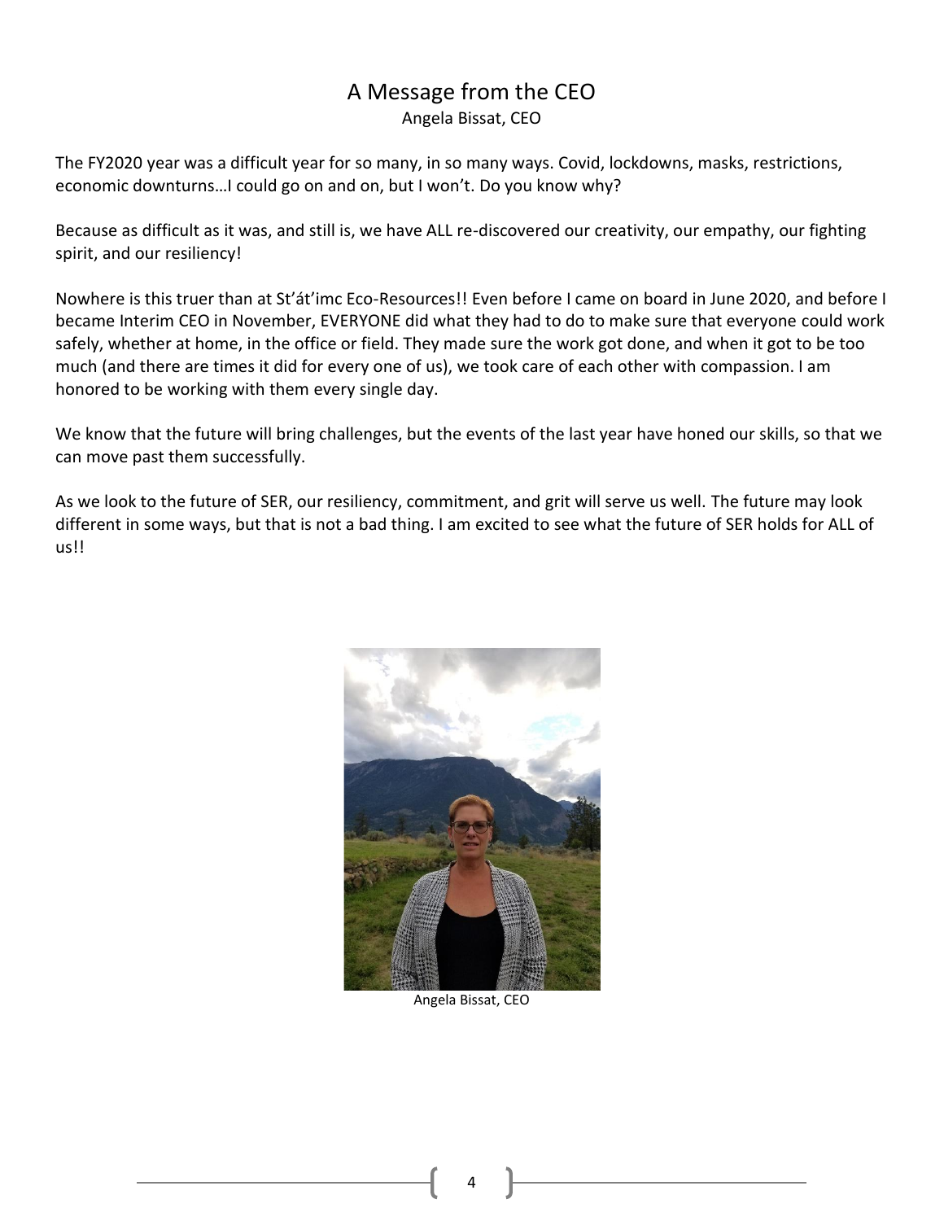# A Message from the CEO

Angela Bissat, CEO

The FY2020 year was a difficult year for so many, in so many ways. Covid, lockdowns, masks, restrictions, economic downturns…I could go on and on, but I won't. Do you know why?

Because as difficult as it was, and still is, we have ALL re-discovered our creativity, our empathy, our fighting spirit, and our resiliency!

Nowhere is this truer than at St'át'imc Eco-Resources!! Even before I came on board in June 2020, and before I became Interim CEO in November, EVERYONE did what they had to do to make sure that everyone could work safely, whether at home, in the office or field. They made sure the work got done, and when it got to be too much (and there are times it did for every one of us), we took care of each other with compassion. I am honored to be working with them every single day.

We know that the future will bring challenges, but the events of the last year have honed our skills, so that we can move past them successfully.

As we look to the future of SER, our resiliency, commitment, and grit will serve us well. The future may look different in some ways, but that is not a bad thing. I am excited to see what the future of SER holds for ALL of us!!

Angela Bissat, CEO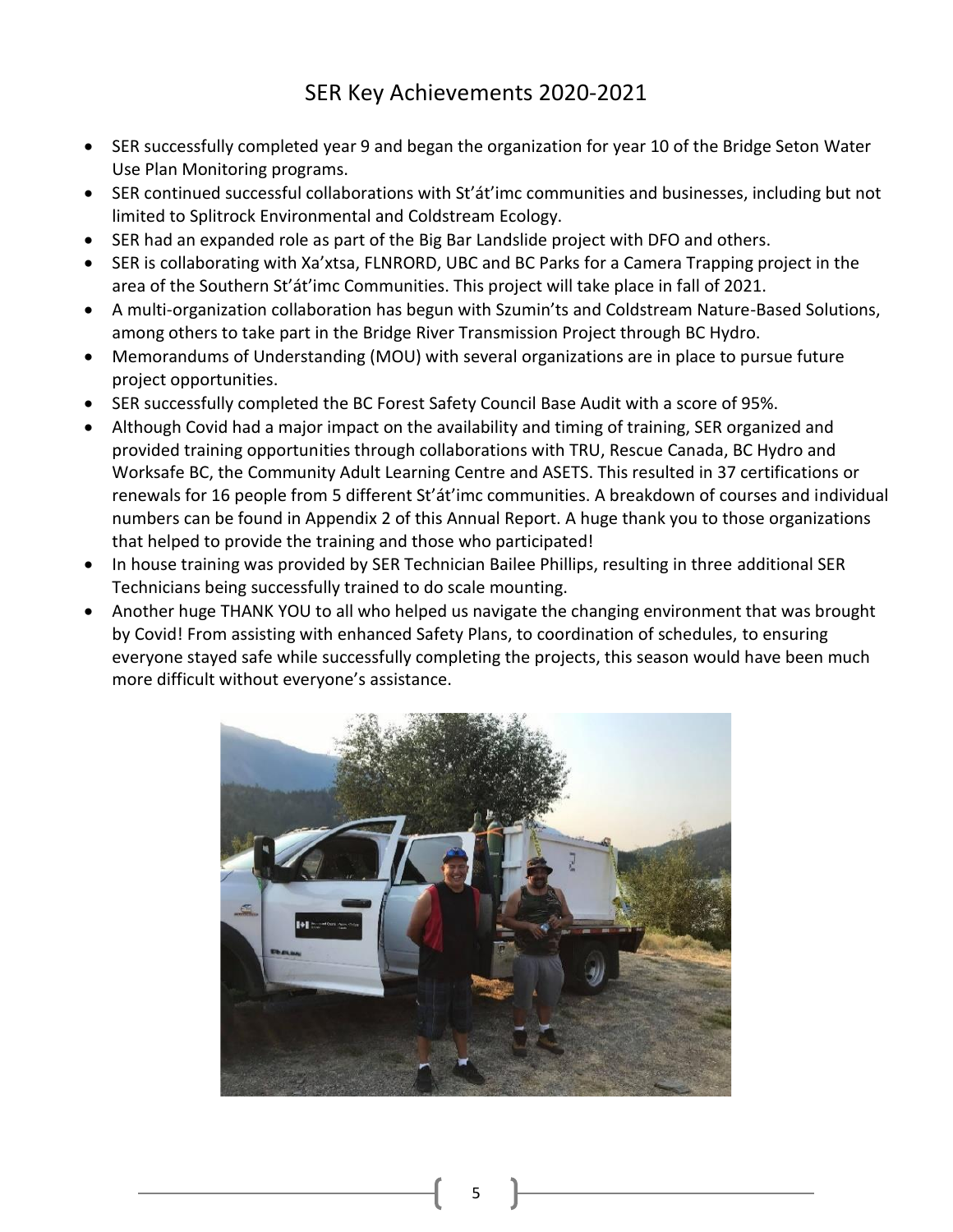# SER Key Achievements 2020-2021

- SER successfully completed year 9 and began the organization for year 10 of the Bridge Seton Water Use Plan Monitoring programs.
- SER continued successful collaborations with St'át'imc communities and businesses, including but not limited to Splitrock Environmental and Coldstream Ecology.
- SER had an expanded role as part of the Big Bar Landslide project with DFO and others.
- SER is collaborating with Xa'xtsa, FLNRORD, UBC and BC Parks for a Camera Trapping project in the area of the Southern St'át'imc Communities. This project will take place in fall of 2021.
- A multi-organization collaboration has begun with Szumin'ts and Coldstream Nature-Based Solutions, among others to take part in the Bridge River Transmission Project through BC Hydro.
- Memorandums of Understanding (MOU) with several organizations are in place to pursue future project opportunities.
- SER successfully completed the BC Forest Safety Council Base Audit with a score of 95%.
- Although Covid had a major impact on the availability and timing of training, SER organized and provided training opportunities through collaborations with TRU, Rescue Canada, BC Hydro and Worksafe BC, the Community Adult Learning Centre and ASETS. This resulted in 37 certifications or renewals for 16 people from 5 different St'át'imc communities. A breakdown of courses and individual numbers can be found in Appendix 2 of this Annual Report. A huge thank you to those organizations that helped to provide the training and those who participated!
- In house training was provided by SER Technician Bailee Phillips, resulting in three additional SER Technicians being successfully trained to do scale mounting.
- Another huge THANK YOU to all who helped us navigate the changing environment that was brought by Covid! From assisting with enhanced Safety Plans, to coordination of schedules, to ensuring everyone stayed safe while successfully completing the projects, this season would have been much more difficult without everyone's assistance.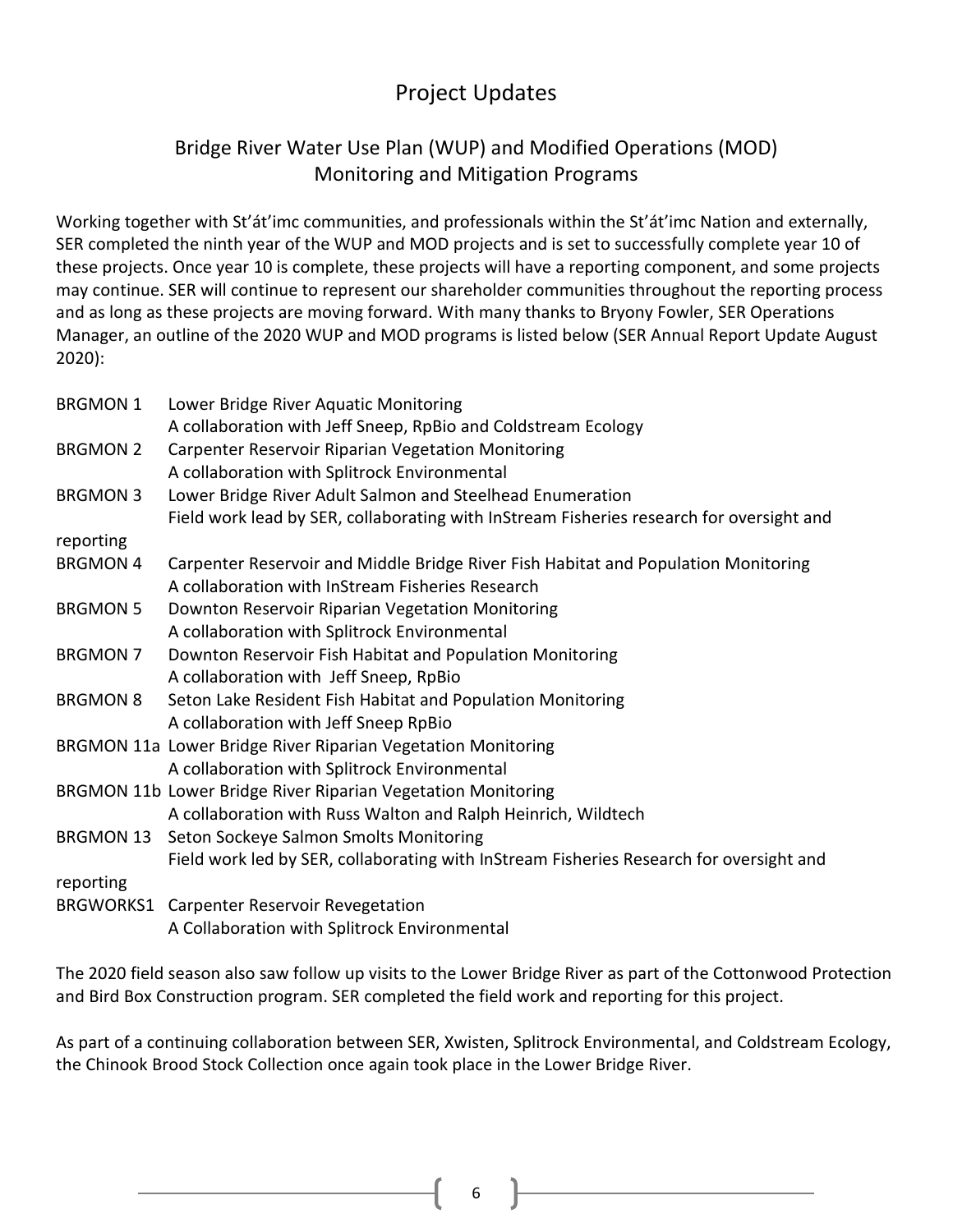# Project Updates

## Bridge River Water Use Plan (WUP) and Modified Operations (MOD) Monitoring and Mitigation Programs

Working together with St'át'imc communities, and professionals within the St'át'imc Nation and externally, SER completed the ninth year of the WUP and MOD projects and is set to successfully complete year 10 of these projects. Once year 10 is complete, these projects will have a reporting component, and some projects may continue. SER will continue to represent our shareholder communities throughout the reporting process and as long as these projects are moving forward. With many thanks to Bryony Fowler, SER Operations Manager, an outline of the 2020 WUP and MOD programs is listed below (SER Annual Report Update August 2020):

| | |
|---|---|
| BRGMON 1 | Lower Bridge River Aquatic Monitoring<br>A collaboration with Jeff Sneep, RpBio and Coldstream Ecology |
| BRGMON 2 | Carpenter Reservoir Riparian Vegetation Monitoring<br>A collaboration with Splitrock Environmental |
| BRGMON 3 | Lower Bridge River Adult Salmon and Steelhead Enumeration<br>Field work lead by SER, collaborating with InStream Fisheries research for oversight and reporting |
| BRGMON 4 | Carpenter Reservoir and Middle Bridge River Fish Habitat and Population Monitoring<br>A collaboration with InStream Fisheries Research |
| BRGMON 5 | Downton Reservoir Riparian Vegetation Monitoring<br>A collaboration with Splitrock Environmental |
| BRGMON 7 | Downton Reservoir Fish Habitat and Population Monitoring<br>A collaboration with Jeff Sneep, RpBio |
| BRGMON 8 | Seton Lake Resident Fish Habitat and Population Monitoring<br>A collaboration with Jeff Sneep RpBio |
| BRGMON 11a | Lower Bridge River Riparian Vegetation Monitoring<br>A collaboration with Splitrock Environmental |
| BRGMON 11b | Lower Bridge River Riparian Vegetation Monitoring<br>A collaboration with Russ Walton and Ralph Heinrich, Wildtech |
| BRGMON 13 | Seton Sockeye Salmon Smolts Monitoring<br>Field work led by SER, collaborating with InStream Fisheries Research for oversight and reporting |
| BRGWORKS1 | Carpenter Reservoir Revegetation<br>A Collaboration with Splitrock Environmental |

The 2020 field season also saw follow up visits to the Lower Bridge River as part of the Cottonwood Protection and Bird Box Construction program. SER completed the field work and reporting for this project.

As part of a continuing collaboration between SER, Xwisten, Splitrock Environmental, and Coldstream Ecology, the Chinook Brood Stock Collection once again took place in the Lower Bridge River.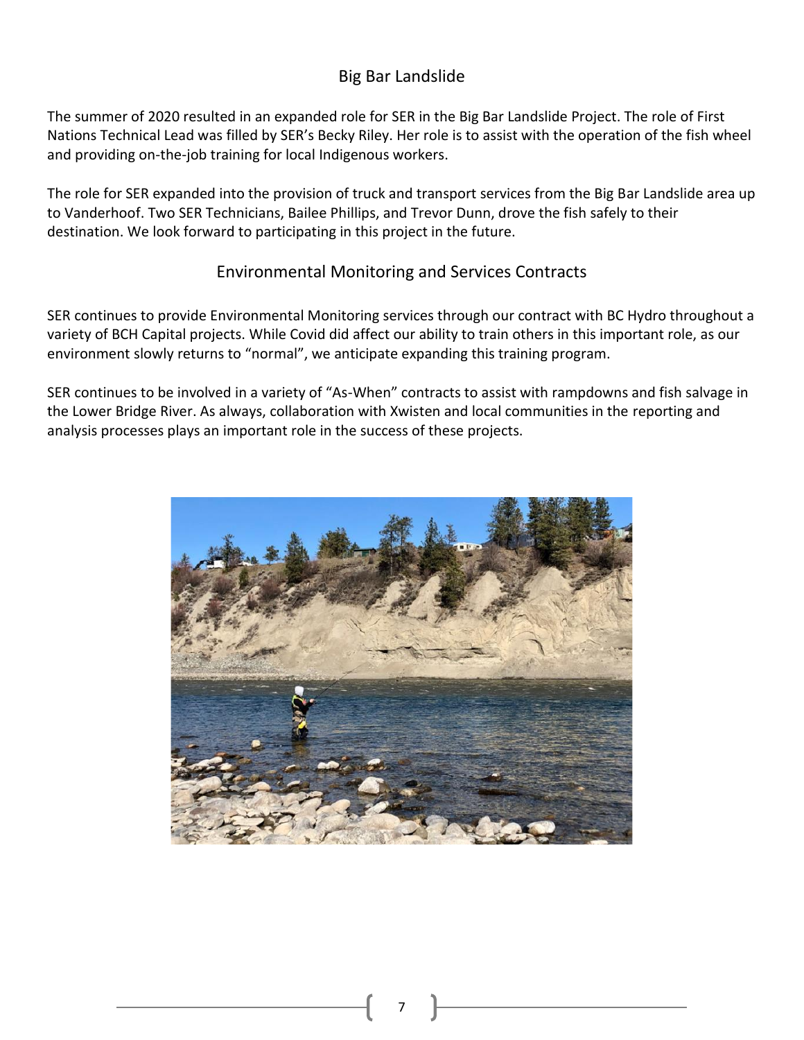## Big Bar Landslide

The summer of 2020 resulted in an expanded role for SER in the Big Bar Landslide Project. The role of First Nations Technical Lead was filled by SER's Becky Riley. Her role is to assist with the operation of the fish wheel and providing on-the-job training for local Indigenous workers.

The role for SER expanded into the provision of truck and transport services from the Big Bar Landslide area up to Vanderhoof. Two SER Technicians, Bailee Phillips, and Trevor Dunn, drove the fish safely to their destination. We look forward to participating in this project in the future.

## Environmental Monitoring and Services Contracts

SER continues to provide Environmental Monitoring services through our contract with BC Hydro throughout a variety of BCH Capital projects. While Covid did affect our ability to train others in this important role, as our environment slowly returns to "normal", we anticipate expanding this training program.

SER continues to be involved in a variety of "As-When" contracts to assist with rampdowns and fish salvage in the Lower Bridge River. As always, collaboration with Xwisten and local communities in the reporting and analysis processes plays an important role in the success of these projects.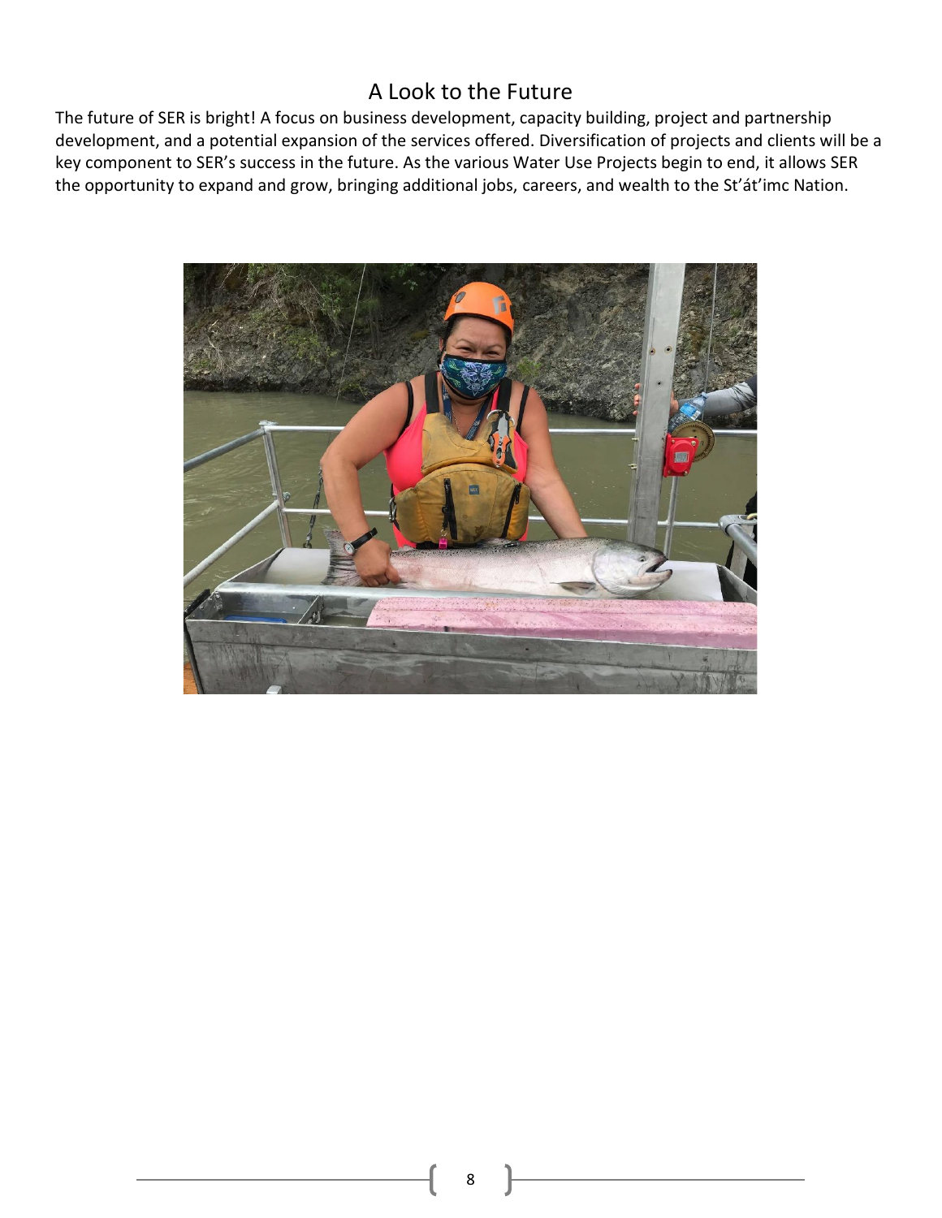## A Look to the Future

The future of SER is bright! A focus on business development, capacity building, project and partnership development, and a potential expansion of the services offered. Diversification of projects and clients will be a key component to SER's success in the future. As the various Water Use Projects begin to end, it allows SER the opportunity to expand and grow, bringing additional jobs, careers, and wealth to the St'át'imc Nation.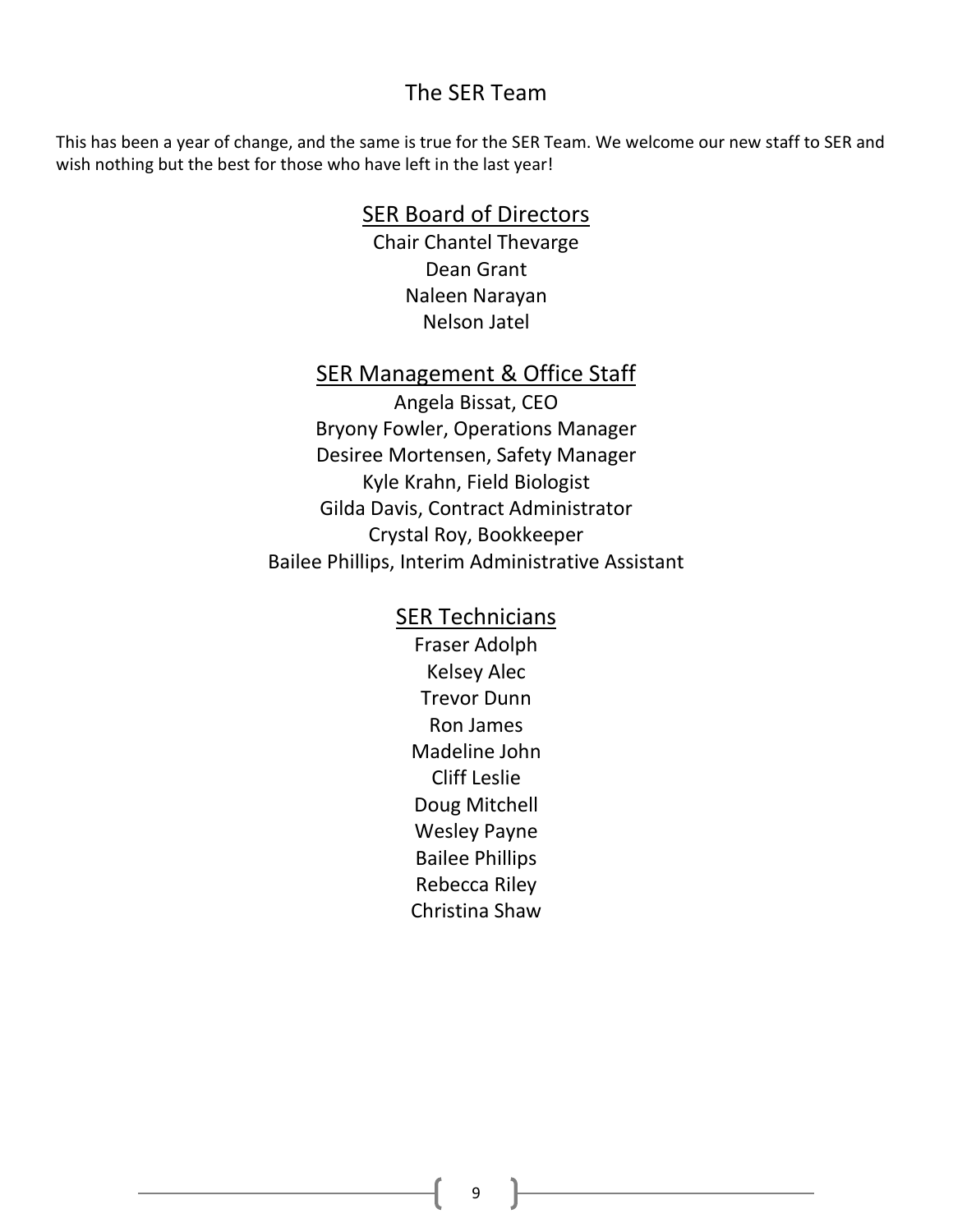# The SER Team

This has been a year of change, and the same is true for the SER Team. We welcome our new staff to SER and wish nothing but the best for those who have left in the last year!

## SER Board of Directors

Chair Chantel Thevarge
Dean Grant
Naleen Narayan
Nelson Jatel

## SER Management & Office Staff

Angela Bissat, CEO
Bryony Fowler, Operations Manager
Desiree Mortensen, Safety Manager
Kyle Krahn, Field Biologist
Gilda Davis, Contract Administrator
Crystal Roy, Bookkeeper
Bailee Phillips, Interim Administrative Assistant

## SER Technicians

Fraser Adolph
Kelsey Alec
Trevor Dunn
Ron James
Madeline John
Cliff Leslie
Doug Mitchell
Wesley Payne
Bailee Phillips
Rebecca Riley
Christina Shaw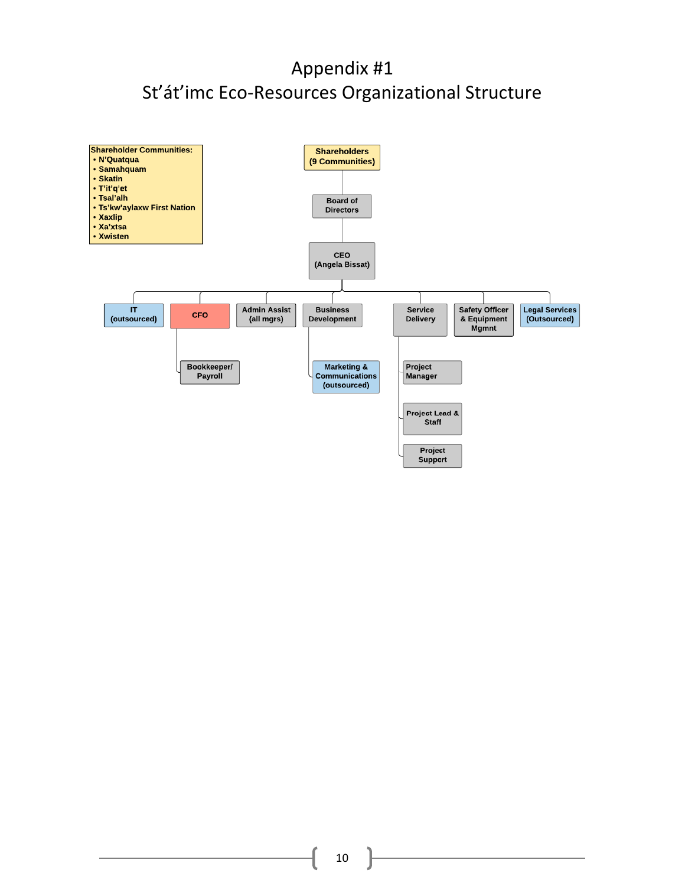# Appendix #1
# St'át'imc Eco-Resources Organizational Structure

**Shareholder Communities:**
- N'Quatqua
- Samahquam
- Skatin
- T'it'q'et
- Tsal'alh
- Ts'kw'aylaxw First Nation
- Xaxlip
- Xa'xtsa
- Xwisten

- **Shareholders (9 Communities)**
  - **Board of Directors**
    - **CEO (Angela Bissat)**
      - IT (outsourced)
      - CFO
        - Bookkeeper/ Payroll
      - Admin Assist (all mgrs)
      - Business Development
        - Marketing & Communications (outsourced)
      - Service Delivery
        - Project Manager
        - Project Lead & Staff
        - Project Support
      - Safety Officer & Equipment Mgmnt
      - Legal Services (Outsourced)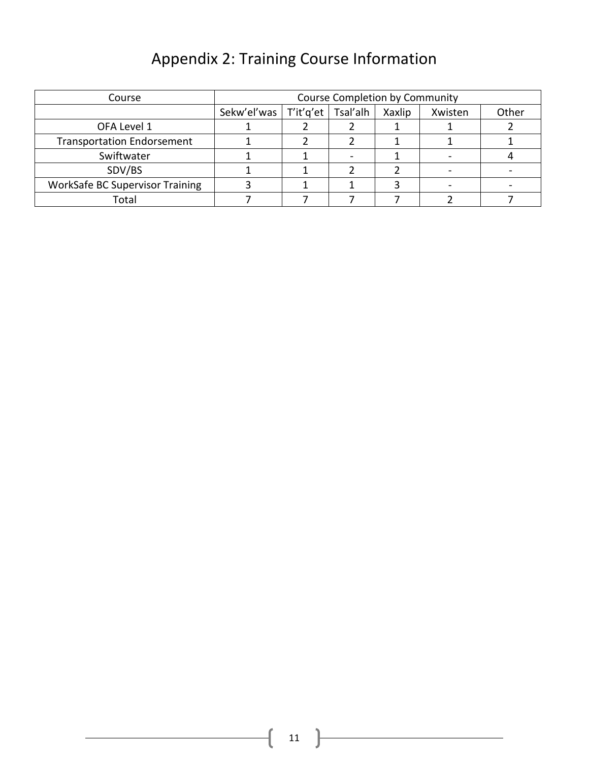# Appendix 2: Training Course Information

| Course | Course Completion by Community | | | | | |
|---|---|---|---|---|---|---|
| | Sekw'el'was | T'it'q'et | Tsal'alh | Xaxlip | Xwisten | Other |
| OFA Level 1 | 1 | 2 | 2 | 1 | 1 | 2 |
| Transportation Endorsement | 1 | 2 | 2 | 1 | 1 | 1 |
| Swiftwater | 1 | 1 | - | 1 | - | 4 |
| SDV/BS | 1 | 1 | 2 | 2 | - | - |
| WorkSafe BC Supervisor Training | 3 | 1 | 1 | 3 | - | - |
| Total | 7 | 7 | 7 | 7 | 2 | 7 |